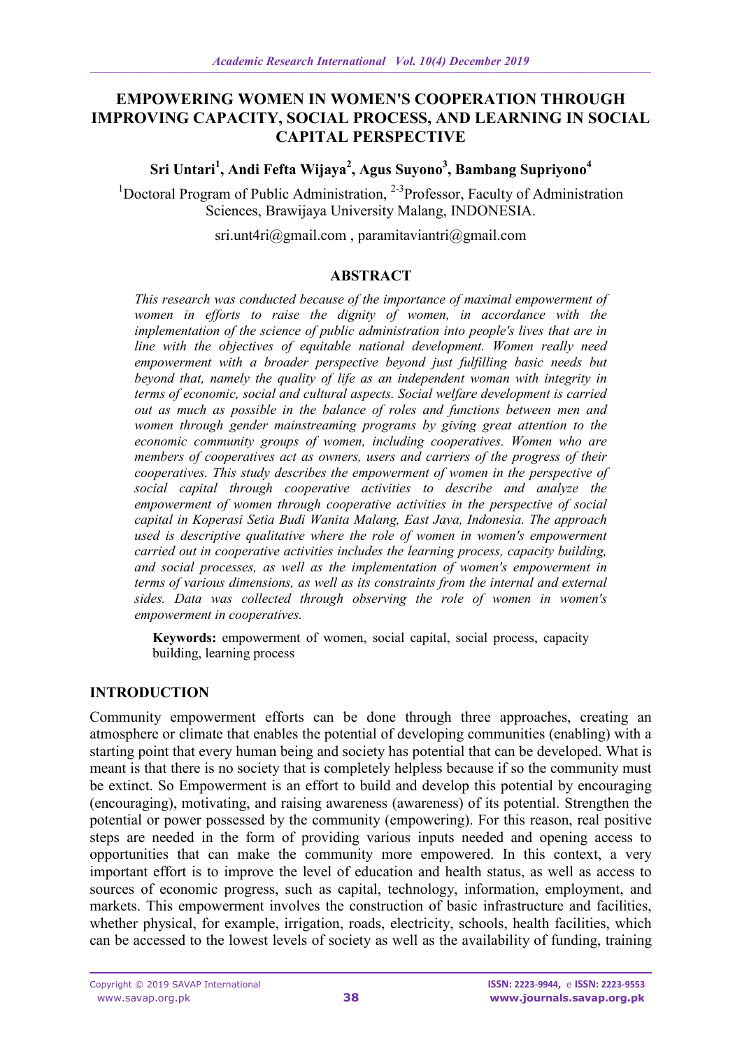# EMPOWERING WOMEN IN WOMEN'S COOPERATION THROUGH IMPROVING CAPACITY, SOCIAL PROCESS, AND LEARNING IN SOCIAL CAPITAL PERSPECTIVE

**Sri Untari[1], Andi Fefta Wijaya[2], Agus Suyono[3], Bambang Supriyono[4]**

[1]Doctoral Program of Public Administration, [2-3]Professor, Faculty of Administration Sciences, Brawijaya University Malang, INDONESIA.

sri.unt4ri@gmail.com , paramitaviantri@gmail.com

## ABSTRACT

*This research was conducted because of the importance of maximal empowerment of women in efforts to raise the dignity of women, in accordance with the implementation of the science of public administration into people's lives that are in line with the objectives of equitable national development. Women really need empowerment with a broader perspective beyond just fulfilling basic needs but beyond that, namely the quality of life as an independent woman with integrity in terms of economic, social and cultural aspects. Social welfare development is carried out as much as possible in the balance of roles and functions between men and women through gender mainstreaming programs by giving great attention to the economic community groups of women, including cooperatives. Women who are members of cooperatives act as owners, users and carriers of the progress of their cooperatives. This study describes the empowerment of women in the perspective of social capital through cooperative activities to describe and analyze the empowerment of women through cooperative activities in the perspective of social capital in Koperasi Setia Budi Wanita Malang, East Java, Indonesia. The approach used is descriptive qualitative where the role of women in women's empowerment carried out in cooperative activities includes the learning process, capacity building, and social processes, as well as the implementation of women's empowerment in terms of various dimensions, as well as its constraints from the internal and external sides. Data was collected through observing the role of women in women's empowerment in cooperatives.*

**Keywords:** empowerment of women, social capital, social process, capacity building, learning process

## INTRODUCTION

Community empowerment efforts can be done through three approaches, creating an atmosphere or climate that enables the potential of developing communities (enabling) with a starting point that every human being and society has potential that can be developed. What is meant is that there is no society that is completely helpless because if so the community must be extinct. So Empowerment is an effort to build and develop this potential by encouraging (encouraging), motivating, and raising awareness (awareness) of its potential. Strengthen the potential or power possessed by the community (empowering). For this reason, real positive steps are needed in the form of providing various inputs needed and opening access to opportunities that can make the community more empowered. In this context, a very important effort is to improve the level of education and health status, as well as access to sources of economic progress, such as capital, technology, information, employment, and markets. This empowerment involves the construction of basic infrastructure and facilities, whether physical, for example, irrigation, roads, electricity, schools, health facilities, which can be accessed to the lowest levels of society as well as the availability of funding, training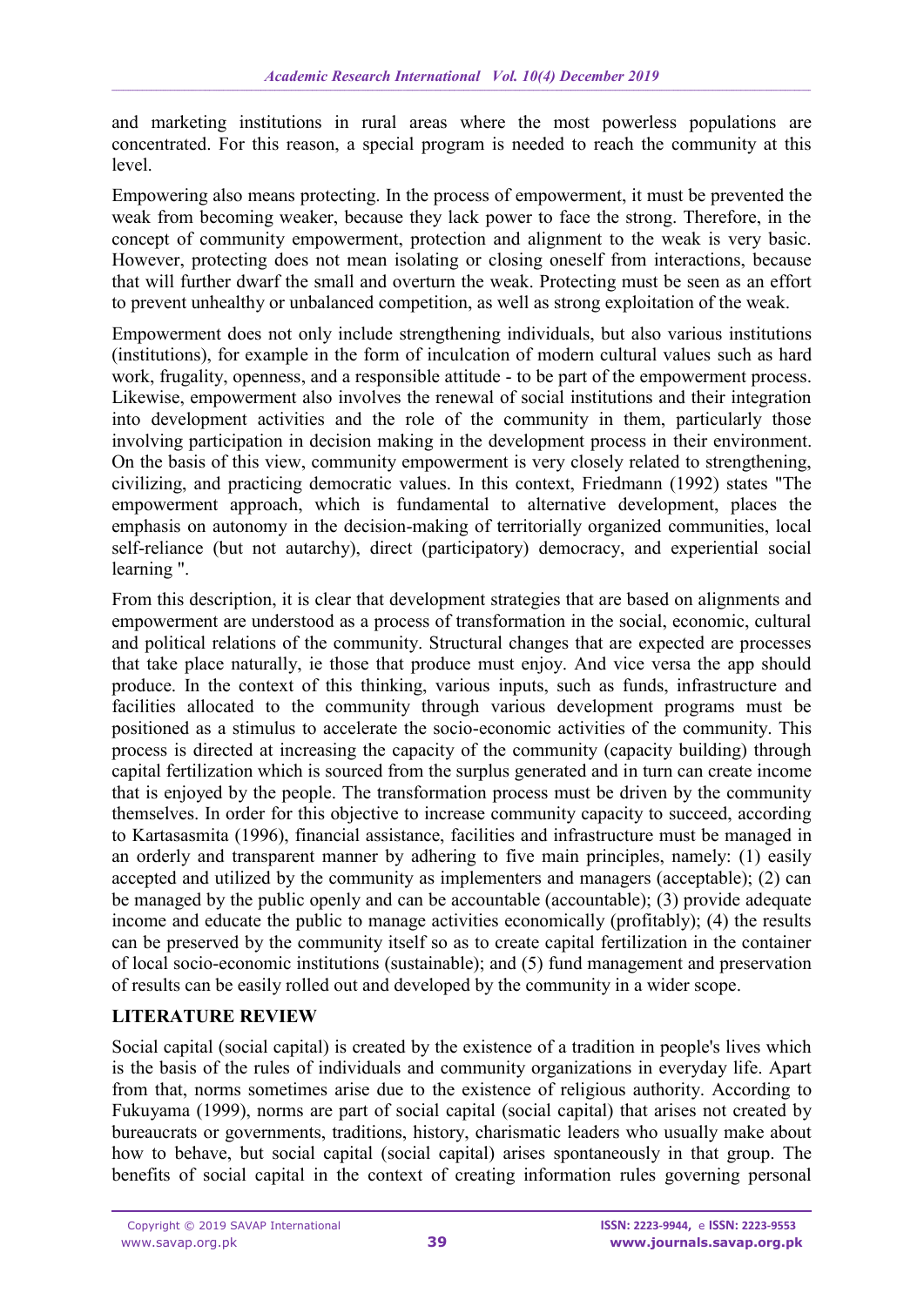and marketing institutions in rural areas where the most powerless populations are concentrated. For this reason, a special program is needed to reach the community at this level.

Empowering also means protecting. In the process of empowerment, it must be prevented the weak from becoming weaker, because they lack power to face the strong. Therefore, in the concept of community empowerment, protection and alignment to the weak is very basic. However, protecting does not mean isolating or closing oneself from interactions, because that will further dwarf the small and overturn the weak. Protecting must be seen as an effort to prevent unhealthy or unbalanced competition, as well as strong exploitation of the weak.

Empowerment does not only include strengthening individuals, but also various institutions (institutions), for example in the form of inculcation of modern cultural values such as hard work, frugality, openness, and a responsible attitude - to be part of the empowerment process. Likewise, empowerment also involves the renewal of social institutions and their integration into development activities and the role of the community in them, particularly those involving participation in decision making in the development process in their environment. On the basis of this view, community empowerment is very closely related to strengthening, civilizing, and practicing democratic values. In this context, Friedmann (1992) states "The empowerment approach, which is fundamental to alternative development, places the emphasis on autonomy in the decision-making of territorially organized communities, local self-reliance (but not autarchy), direct (participatory) democracy, and experiential social learning ".

From this description, it is clear that development strategies that are based on alignments and empowerment are understood as a process of transformation in the social, economic, cultural and political relations of the community. Structural changes that are expected are processes that take place naturally, ie those that produce must enjoy. And vice versa the app should produce. In the context of this thinking, various inputs, such as funds, infrastructure and facilities allocated to the community through various development programs must be positioned as a stimulus to accelerate the socio-economic activities of the community. This process is directed at increasing the capacity of the community (capacity building) through capital fertilization which is sourced from the surplus generated and in turn can create income that is enjoyed by the people. The transformation process must be driven by the community themselves. In order for this objective to increase community capacity to succeed, according to Kartasasmita (1996), financial assistance, facilities and infrastructure must be managed in an orderly and transparent manner by adhering to five main principles, namely: (1) easily accepted and utilized by the community as implementers and managers (acceptable); (2) can be managed by the public openly and can be accountable (accountable); (3) provide adequate income and educate the public to manage activities economically (profitably); (4) the results can be preserved by the community itself so as to create capital fertilization in the container of local socio-economic institutions (sustainable); and (5) fund management and preservation of results can be easily rolled out and developed by the community in a wider scope.

## LITERATURE REVIEW

Social capital (social capital) is created by the existence of a tradition in people's lives which is the basis of the rules of individuals and community organizations in everyday life. Apart from that, norms sometimes arise due to the existence of religious authority. According to Fukuyama (1999), norms are part of social capital (social capital) that arises not created by bureaucrats or governments, traditions, history, charismatic leaders who usually make about how to behave, but social capital (social capital) arises spontaneously in that group. The benefits of social capital in the context of creating information rules governing personal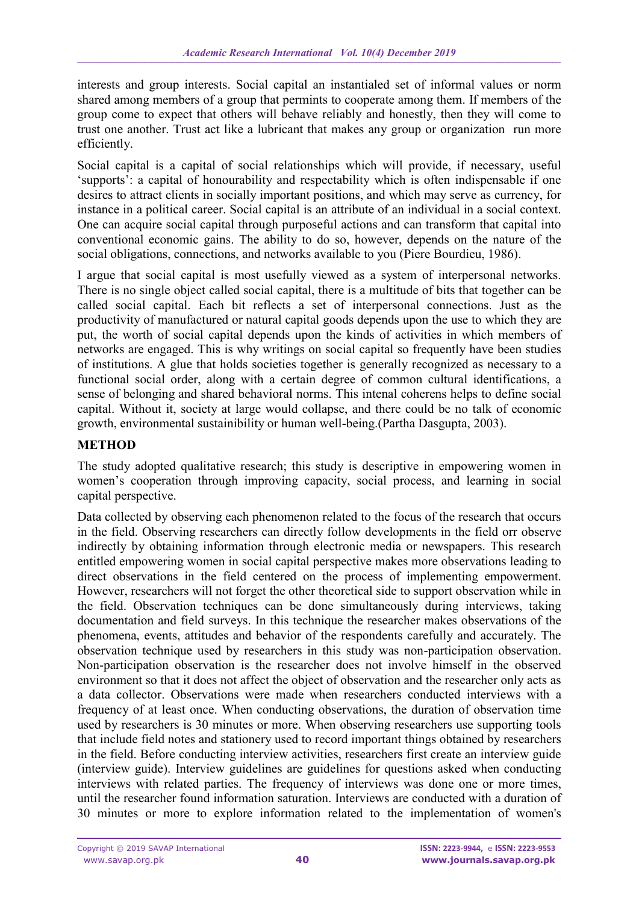interests and group interests. Social capital an instantialed set of informal values or norm shared among members of a group that permints to cooperate among them. If members of the group come to expect that others will behave reliably and honestly, then they will come to trust one another. Trust act like a lubricant that makes any group or organization run more efficiently.

Social capital is a capital of social relationships which will provide, if necessary, useful 'supports': a capital of honourability and respectability which is often indispensable if one desires to attract clients in socially important positions, and which may serve as currency, for instance in a political career. Social capital is an attribute of an individual in a social context. One can acquire social capital through purposeful actions and can transform that capital into conventional economic gains. The ability to do so, however, depends on the nature of the social obligations, connections, and networks available to you (Piere Bourdieu, 1986).

I argue that social capital is most usefully viewed as a system of interpersonal networks. There is no single object called social capital, there is a multitude of bits that together can be called social capital. Each bit reflects a set of interpersonal connections. Just as the productivity of manufactured or natural capital goods depends upon the use to which they are put, the worth of social capital depends upon the kinds of activities in which members of networks are engaged. This is why writings on social capital so frequently have been studies of institutions. A glue that holds societies together is generally recognized as necessary to a functional social order, along with a certain degree of common cultural identifications, a sense of belonging and shared behavioral norms. This intenal coherens helps to define social capital. Without it, society at large would collapse, and there could be no talk of economic growth, environmental sustainibility or human well-being.(Partha Dasgupta, 2003).

## METHOD

The study adopted qualitative research; this study is descriptive in empowering women in women's cooperation through improving capacity, social process, and learning in social capital perspective.

Data collected by observing each phenomenon related to the focus of the research that occurs in the field. Observing researchers can directly follow developments in the field orr observe indirectly by obtaining information through electronic media or newspapers. This research entitled empowering women in social capital perspective makes more observations leading to direct observations in the field centered on the process of implementing empowerment. However, researchers will not forget the other theoretical side to support observation while in the field. Observation techniques can be done simultaneously during interviews, taking documentation and field surveys. In this technique the researcher makes observations of the phenomena, events, attitudes and behavior of the respondents carefully and accurately. The observation technique used by researchers in this study was non-participation observation. Non-participation observation is the researcher does not involve himself in the observed environment so that it does not affect the object of observation and the researcher only acts as a data collector. Observations were made when researchers conducted interviews with a frequency of at least once. When conducting observations, the duration of observation time used by researchers is 30 minutes or more. When observing researchers use supporting tools that include field notes and stationery used to record important things obtained by researchers in the field. Before conducting interview activities, researchers first create an interview guide (interview guide). Interview guidelines are guidelines for questions asked when conducting interviews with related parties. The frequency of interviews was done one or more times, until the researcher found information saturation. Interviews are conducted with a duration of 30 minutes or more to explore information related to the implementation of women's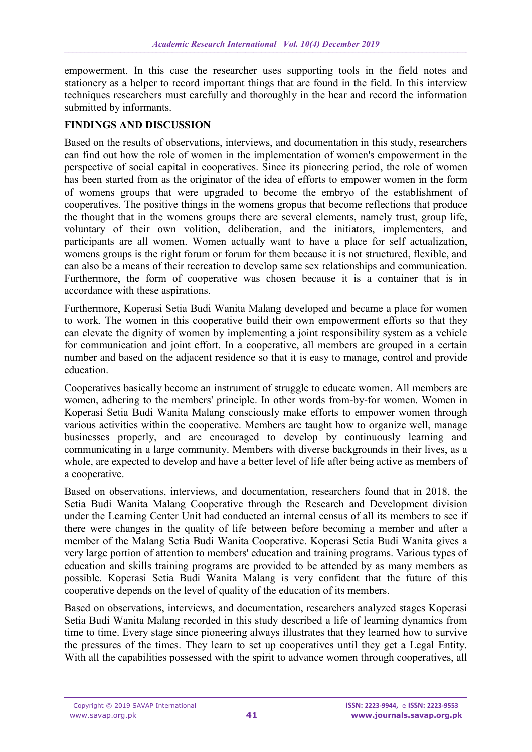empowerment. In this case the researcher uses supporting tools in the field notes and stationery as a helper to record important things that are found in the field. In this interview techniques researchers must carefully and thoroughly in the hear and record the information submitted by informants.

## FINDINGS AND DISCUSSION

Based on the results of observations, interviews, and documentation in this study, researchers can find out how the role of women in the implementation of women's empowerment in the perspective of social capital in cooperatives. Since its pioneering period, the role of women has been started from as the originator of the idea of efforts to empower women in the form of womens groups that were upgraded to become the embryo of the establishment of cooperatives. The positive things in the womens gropus that become reflections that produce the thought that in the womens groups there are several elements, namely trust, group life, voluntary of their own volition, deliberation, and the initiators, implementers, and participants are all women. Women actually want to have a place for self actualization, womens groups is the right forum or forum for them because it is not structured, flexible, and can also be a means of their recreation to develop same sex relationships and communication. Furthermore, the form of cooperative was chosen because it is a container that is in accordance with these aspirations.

Furthermore, Koperasi Setia Budi Wanita Malang developed and became a place for women to work. The women in this cooperative build their own empowerment efforts so that they can elevate the dignity of women by implementing a joint responsibility system as a vehicle for communication and joint effort. In a cooperative, all members are grouped in a certain number and based on the adjacent residence so that it is easy to manage, control and provide education.

Cooperatives basically become an instrument of struggle to educate women. All members are women, adhering to the members' principle. In other words from-by-for women. Women in Koperasi Setia Budi Wanita Malang consciously make efforts to empower women through various activities within the cooperative. Members are taught how to organize well, manage businesses properly, and are encouraged to develop by continuously learning and communicating in a large community. Members with diverse backgrounds in their lives, as a whole, are expected to develop and have a better level of life after being active as members of a cooperative.

Based on observations, interviews, and documentation, researchers found that in 2018, the Setia Budi Wanita Malang Cooperative through the Research and Development division under the Learning Center Unit had conducted an internal census of all its members to see if there were changes in the quality of life between before becoming a member and after a member of the Malang Setia Budi Wanita Cooperative. Koperasi Setia Budi Wanita gives a very large portion of attention to members' education and training programs. Various types of education and skills training programs are provided to be attended by as many members as possible. Koperasi Setia Budi Wanita Malang is very confident that the future of this cooperative depends on the level of quality of the education of its members.

Based on observations, interviews, and documentation, researchers analyzed stages Koperasi Setia Budi Wanita Malang recorded in this study described a life of learning dynamics from time to time. Every stage since pioneering always illustrates that they learned how to survive the pressures of the times. They learn to set up cooperatives until they get a Legal Entity. With all the capabilities possessed with the spirit to advance women through cooperatives, all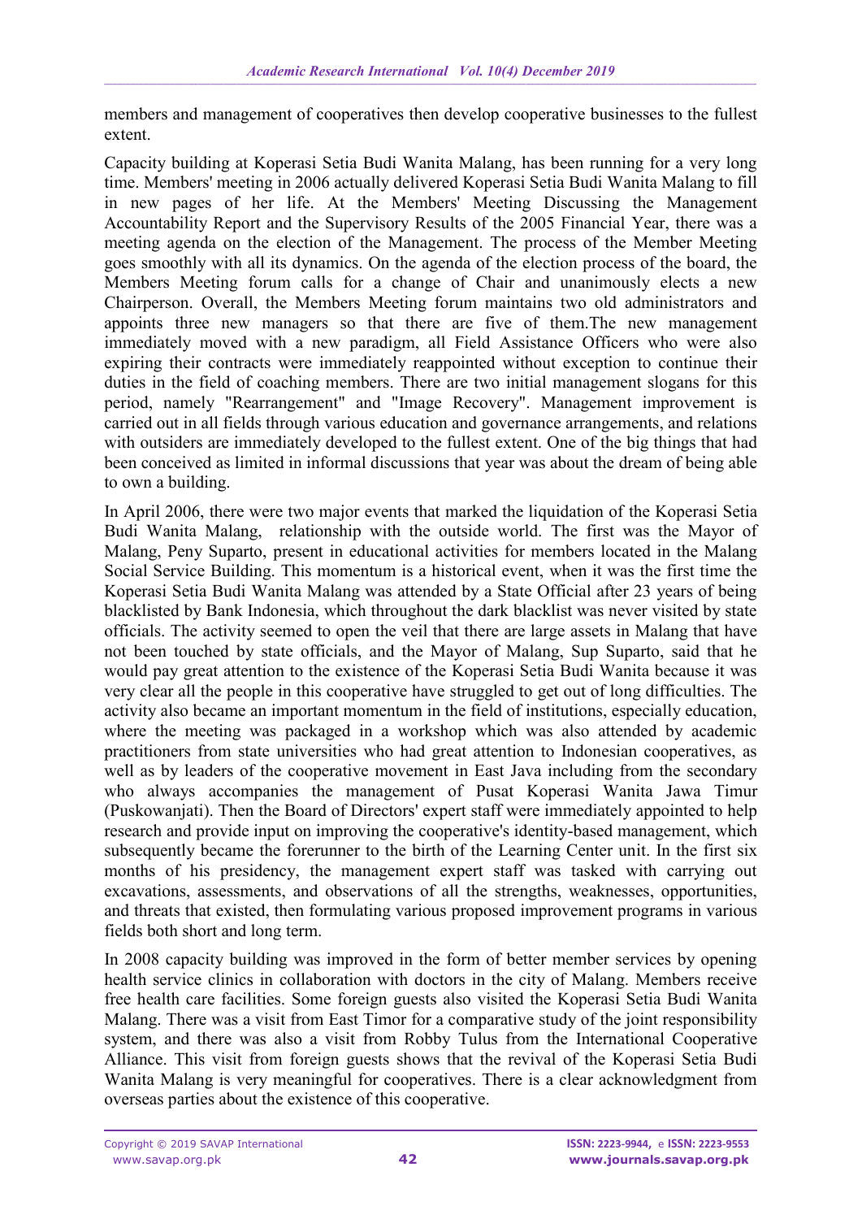members and management of cooperatives then develop cooperative businesses to the fullest extent.

Capacity building at Koperasi Setia Budi Wanita Malang, has been running for a very long time. Members' meeting in 2006 actually delivered Koperasi Setia Budi Wanita Malang to fill in new pages of her life. At the Members' Meeting Discussing the Management Accountability Report and the Supervisory Results of the 2005 Financial Year, there was a meeting agenda on the election of the Management. The process of the Member Meeting goes smoothly with all its dynamics. On the agenda of the election process of the board, the Members Meeting forum calls for a change of Chair and unanimously elects a new Chairperson. Overall, the Members Meeting forum maintains two old administrators and appoints three new managers so that there are five of them.The new management immediately moved with a new paradigm, all Field Assistance Officers who were also expiring their contracts were immediately reappointed without exception to continue their duties in the field of coaching members. There are two initial management slogans for this period, namely "Rearrangement" and "Image Recovery". Management improvement is carried out in all fields through various education and governance arrangements, and relations with outsiders are immediately developed to the fullest extent. One of the big things that had been conceived as limited in informal discussions that year was about the dream of being able to own a building.

In April 2006, there were two major events that marked the liquidation of the Koperasi Setia Budi Wanita Malang, relationship with the outside world. The first was the Mayor of Malang, Peny Suparto, present in educational activities for members located in the Malang Social Service Building. This momentum is a historical event, when it was the first time the Koperasi Setia Budi Wanita Malang was attended by a State Official after 23 years of being blacklisted by Bank Indonesia, which throughout the dark blacklist was never visited by state officials. The activity seemed to open the veil that there are large assets in Malang that have not been touched by state officials, and the Mayor of Malang, Sup Suparto, said that he would pay great attention to the existence of the Koperasi Setia Budi Wanita because it was very clear all the people in this cooperative have struggled to get out of long difficulties. The activity also became an important momentum in the field of institutions, especially education, where the meeting was packaged in a workshop which was also attended by academic practitioners from state universities who had great attention to Indonesian cooperatives, as well as by leaders of the cooperative movement in East Java including from the secondary who always accompanies the management of Pusat Koperasi Wanita Jawa Timur (Puskowanjati). Then the Board of Directors' expert staff were immediately appointed to help research and provide input on improving the cooperative's identity-based management, which subsequently became the forerunner to the birth of the Learning Center unit. In the first six months of his presidency, the management expert staff was tasked with carrying out excavations, assessments, and observations of all the strengths, weaknesses, opportunities, and threats that existed, then formulating various proposed improvement programs in various fields both short and long term.

In 2008 capacity building was improved in the form of better member services by opening health service clinics in collaboration with doctors in the city of Malang. Members receive free health care facilities. Some foreign guests also visited the Koperasi Setia Budi Wanita Malang. There was a visit from East Timor for a comparative study of the joint responsibility system, and there was also a visit from Robby Tulus from the International Cooperative Alliance. This visit from foreign guests shows that the revival of the Koperasi Setia Budi Wanita Malang is very meaningful for cooperatives. There is a clear acknowledgment from overseas parties about the existence of this cooperative.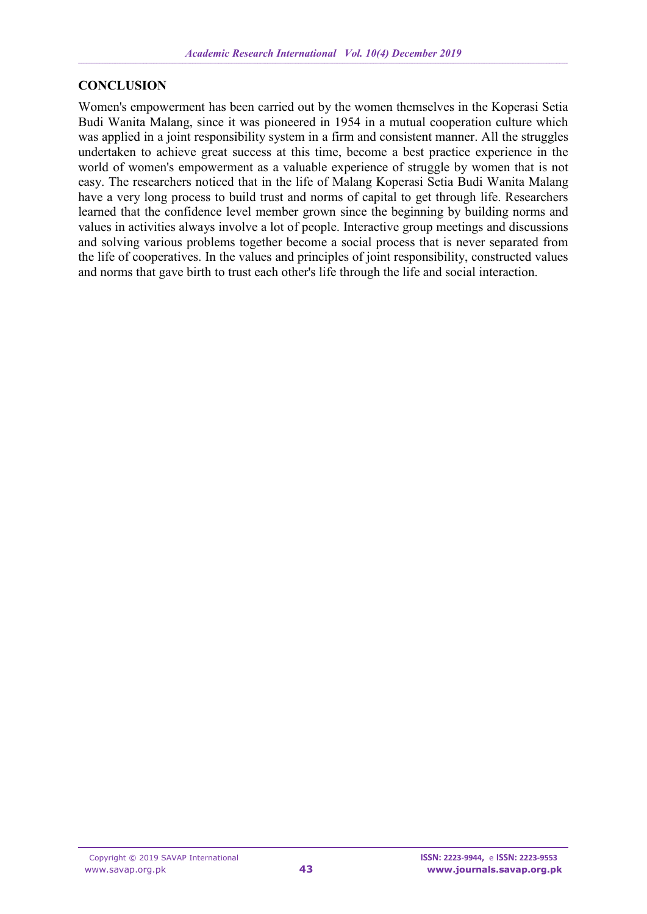## CONCLUSION

Women's empowerment has been carried out by the women themselves in the Koperasi Setia Budi Wanita Malang, since it was pioneered in 1954 in a mutual cooperation culture which was applied in a joint responsibility system in a firm and consistent manner. All the struggles undertaken to achieve great success at this time, become a best practice experience in the world of women's empowerment as a valuable experience of struggle by women that is not easy. The researchers noticed that in the life of Malang Koperasi Setia Budi Wanita Malang have a very long process to build trust and norms of capital to get through life. Researchers learned that the confidence level member grown since the beginning by building norms and values in activities always involve a lot of people. Interactive group meetings and discussions and solving various problems together become a social process that is never separated from the life of cooperatives. In the values and principles of joint responsibility, constructed values and norms that gave birth to trust each other's life through the life and social interaction.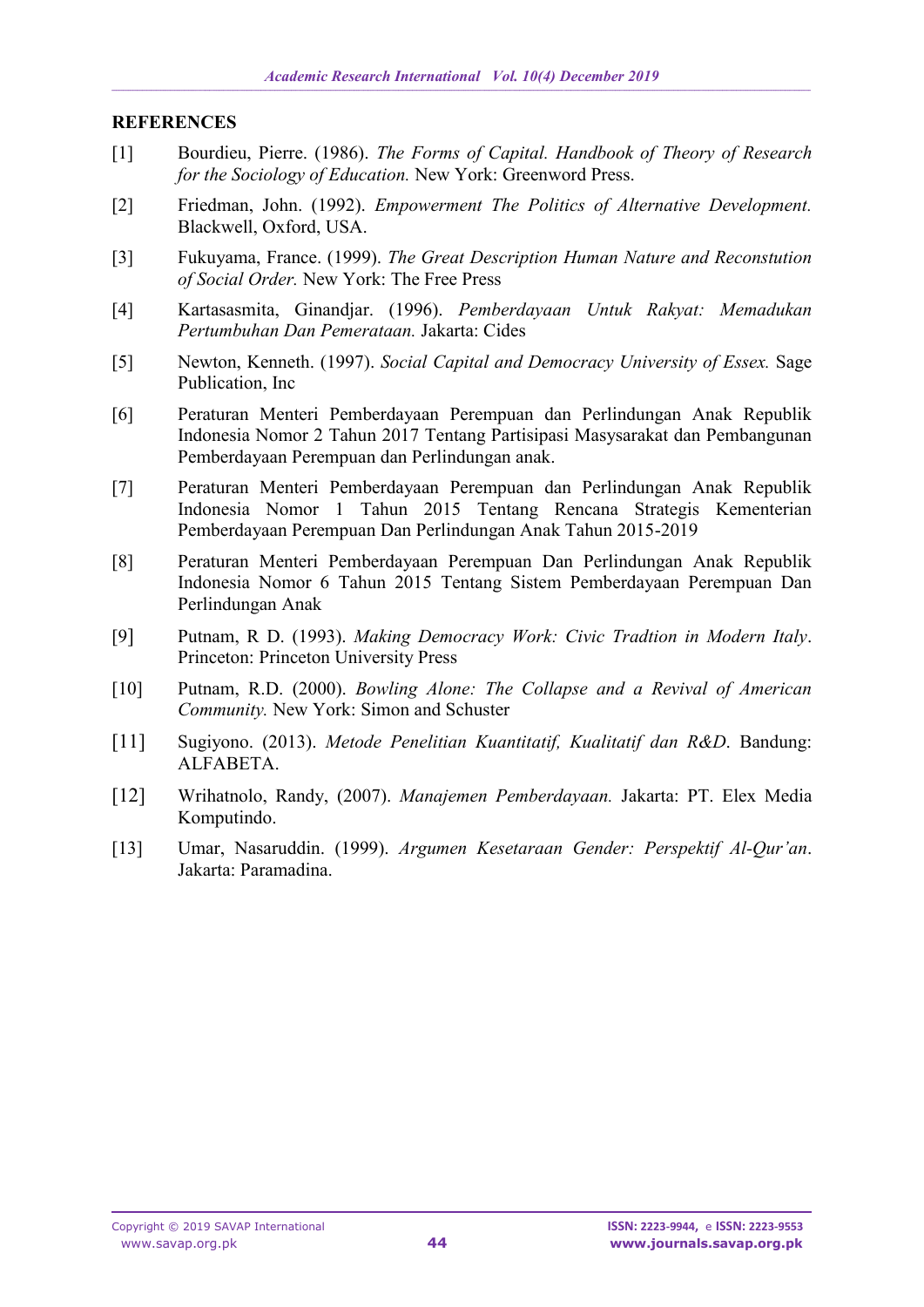## REFERENCES

[1] Bourdieu, Pierre. (1986). *The Forms of Capital. Handbook of Theory of Research for the Sociology of Education.* New York: Greenword Press.

[2] Friedman, John. (1992). *Empowerment The Politics of Alternative Development.* Blackwell, Oxford, USA.

[3] Fukuyama, France. (1999). *The Great Description Human Nature and Reconstution of Social Order.* New York: The Free Press

[4] Kartasasmita, Ginandjar. (1996). *Pemberdayaan Untuk Rakyat: Memadukan Pertumbuhan Dan Pemerataan.* Jakarta: Cides

[5] Newton, Kenneth. (1997). *Social Capital and Democracy University of Essex.* Sage Publication, Inc

[6] Peraturan Menteri Pemberdayaan Perempuan dan Perlindungan Anak Republik Indonesia Nomor 2 Tahun 2017 Tentang Partisipasi Masysarakat dan Pembangunan Pemberdayaan Perempuan dan Perlindungan anak.

[7] Peraturan Menteri Pemberdayaan Perempuan dan Perlindungan Anak Republik Indonesia Nomor 1 Tahun 2015 Tentang Rencana Strategis Kementerian Pemberdayaan Perempuan Dan Perlindungan Anak Tahun 2015-2019

[8] Peraturan Menteri Pemberdayaan Perempuan Dan Perlindungan Anak Republik Indonesia Nomor 6 Tahun 2015 Tentang Sistem Pemberdayaan Perempuan Dan Perlindungan Anak

[9] Putnam, R D. (1993). *Making Democracy Work: Civic Tradtion in Modern Italy*. Princeton: Princeton University Press

[10] Putnam, R.D. (2000). *Bowling Alone: The Collapse and a Revival of American Community.* New York: Simon and Schuster

[11] Sugiyono. (2013). *Metode Penelitian Kuantitatif, Kualitatif dan R&D*. Bandung: ALFABETA.

[12] Wrihatnolo, Randy, (2007). *Manajemen Pemberdayaan.* Jakarta: PT. Elex Media Komputindo.

[13] Umar, Nasaruddin. (1999). *Argumen Kesetaraan Gender: Perspektif Al-Qur'an*. Jakarta: Paramadina.